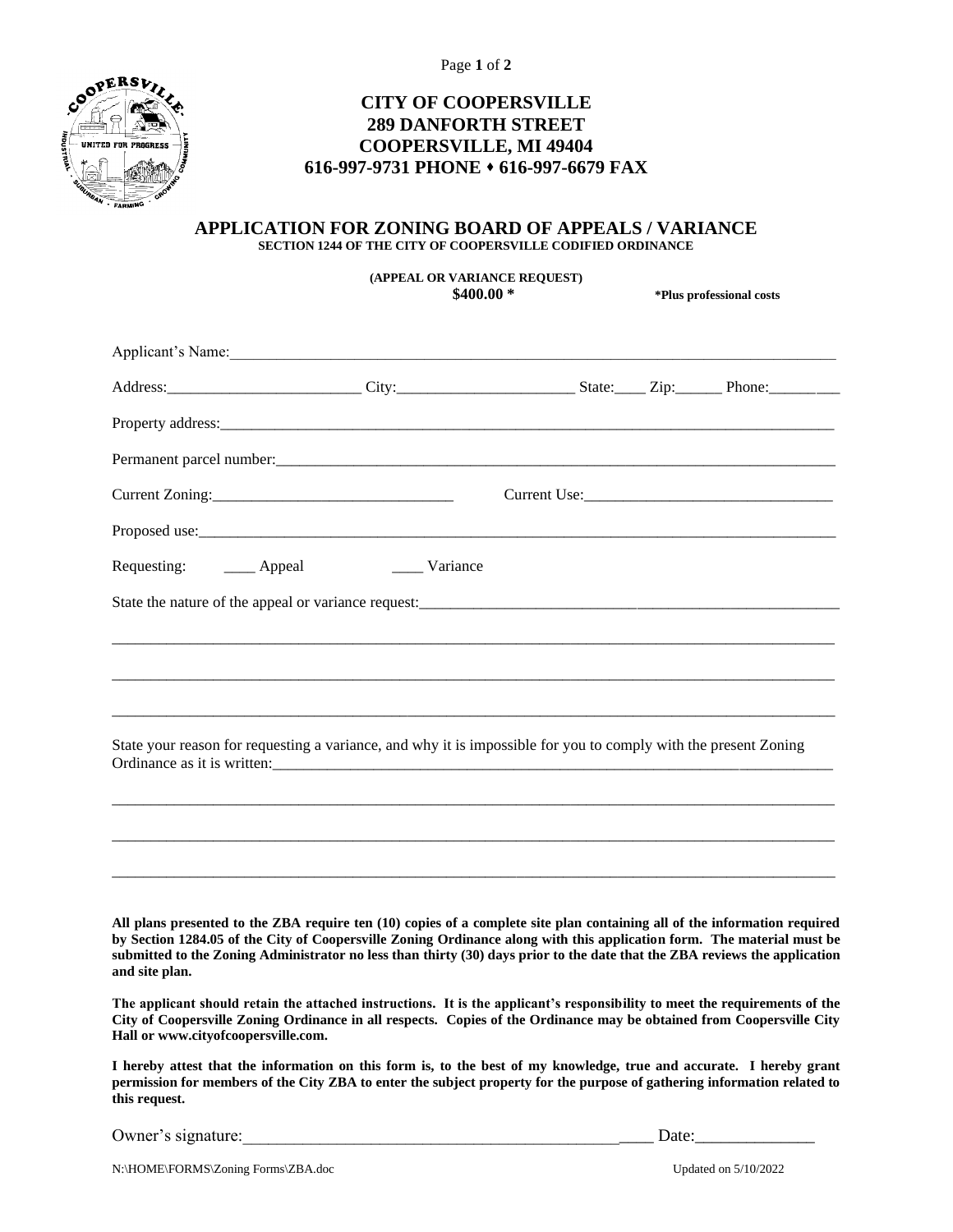# CITY OF COOPERSVILLE
# 289 DANFORTH STREET
# COOPERSVILLE, MI 49404
# 616-997-9731 PHONE ⬩ 616-997-6679 FAX

## APPLICATION FOR ZONING BOARD OF APPEALS / VARIANCE

**SECTION 1244 OF THE CITY OF COOPERSVILLE CODIFIED ORDINANCE**

**(APPEAL OR VARIANCE REQUEST)**
**$400.00 \*** **\*Plus professional costs**

Applicant's Name:_______________________________________________________________________________

Address:_________________________ City:_______________________ State:____ Zip:______ Phone:_________

Property address:________________________________________________________________________________

Permanent parcel number:_________________________________________________________________________

Current Zoning:_______________________________ Current Use:________________________________

Proposed use:___________________________________________________________________________________

Requesting: ____ Appeal ____ Variance

State the nature of the appeal or variance request:_______________________________________________________

_______________________________________________________________________________________________

_______________________________________________________________________________________________

_______________________________________________________________________________________________

State your reason for requesting a variance, and why it is impossible for you to comply with the present Zoning Ordinance as it is written:_______________________________________________________________________

_______________________________________________________________________________________________

_______________________________________________________________________________________________

_______________________________________________________________________________________________

**All plans presented to the ZBA require ten (10) copies of a complete site plan containing all of the information required by Section 1284.05 of the City of Coopersville Zoning Ordinance along with this application form. The material must be submitted to the Zoning Administrator no less than thirty (30) days prior to the date that the ZBA reviews the application and site plan.**

**The applicant should retain the attached instructions. It is the applicant's responsibility to meet the requirements of the City of Coopersville Zoning Ordinance in all respects. Copies of the Ordinance may be obtained from Coopersville City Hall or www.cityofcoopersville.com.**

**I hereby attest that the information on this form is, to the best of my knowledge, true and accurate. I hereby grant permission for members of the City ZBA to enter the subject property for the purpose of gathering information related to this request.**

Owner's signature:________________________________________________ Date:______________

N:\HOME\FORMS\Zoning Forms\ZBA.doc Updated on 5/10/2022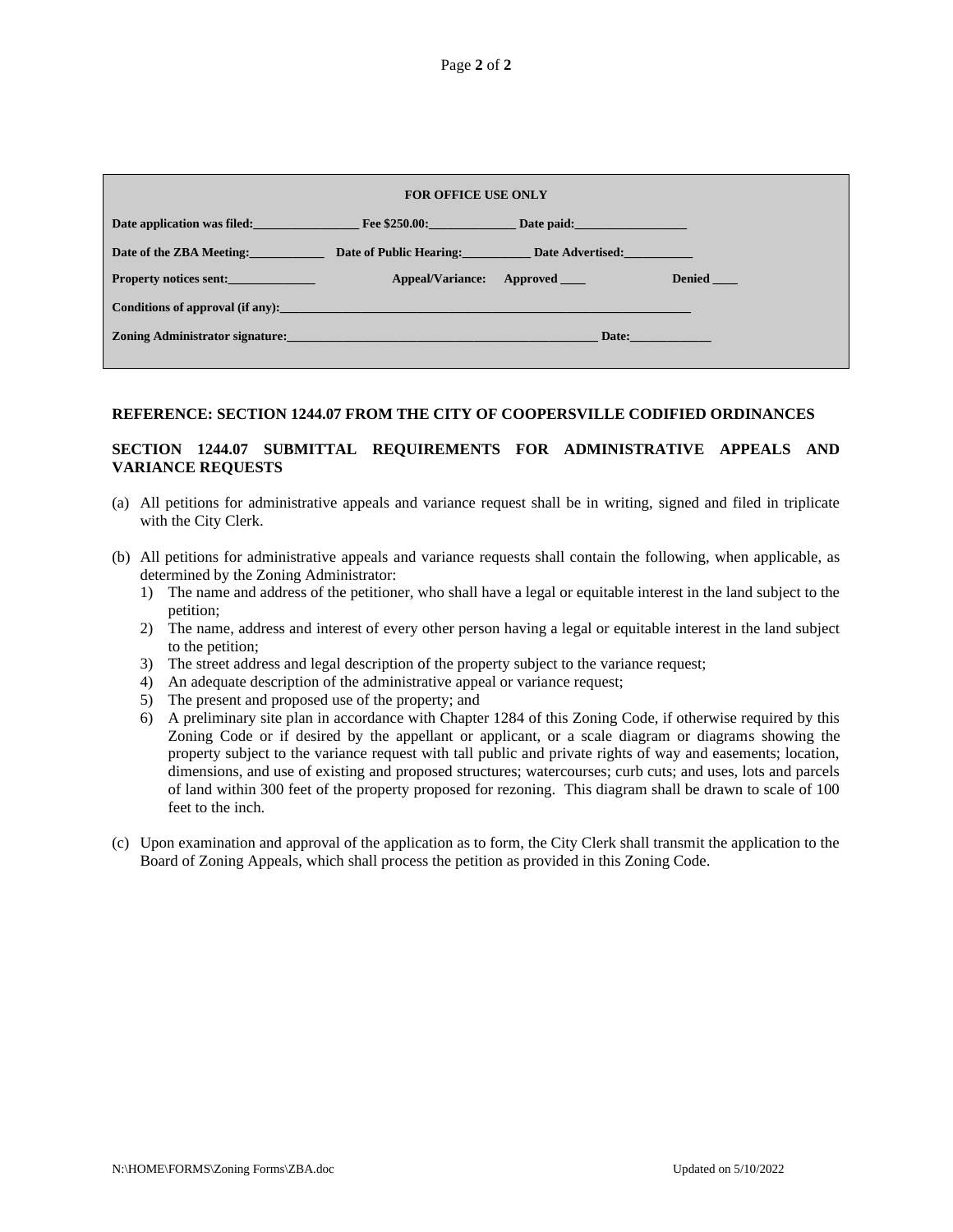**FOR OFFICE USE ONLY**

**Date application was filed:\_\_\_\_\_\_\_\_\_\_\_\_\_\_\_\_\_ Fee $250.00:\_\_\_\_\_\_\_\_\_\_\_\_\_\_ Date paid:\_\_\_\_\_\_\_\_\_\_\_\_\_\_\_\_\_\_**

**Date of the ZBA Meeting:\_\_\_\_\_\_\_\_\_\_\_\_ Date of Public Hearing:\_\_\_\_\_\_\_\_\_\_\_ Date Advertised:\_\_\_\_\_\_\_\_\_\_\_**

**Property notices sent:\_\_\_\_\_\_\_\_\_\_\_\_\_\_ Appeal/Variance: Approved \_\_\_\_ Denied \_\_\_\_**

**Conditions of approval (if any):\_\_\_\_\_\_\_\_\_\_\_\_\_\_\_\_\_\_\_\_\_\_\_\_\_\_\_\_\_\_\_\_\_\_\_\_\_\_\_\_\_\_\_\_\_\_\_\_\_\_\_\_\_\_\_\_\_\_\_\_\_\_\_\_\_\_\_\_\_**

**Zoning Administrator signature:\_\_\_\_\_\_\_\_\_\_\_\_\_\_\_\_\_\_\_\_\_\_\_\_\_\_\_\_\_\_\_\_\_\_\_\_\_\_\_\_\_\_\_\_\_\_\_\_\_\_\_ Date:\_\_\_\_\_\_\_\_\_\_\_\_\_**

**REFERENCE: SECTION 1244.07 FROM THE CITY OF COOPERSVILLE CODIFIED ORDINANCES**

**SECTION 1244.07 SUBMITTAL REQUIREMENTS FOR ADMINISTRATIVE APPEALS AND VARIANCE REQUESTS**

(a) All petitions for administrative appeals and variance request shall be in writing, signed and filed in triplicate with the City Clerk.

(b) All petitions for administrative appeals and variance requests shall contain the following, when applicable, as determined by the Zoning Administrator:
   1) The name and address of the petitioner, who shall have a legal or equitable interest in the land subject to the petition;
   2) The name, address and interest of every other person having a legal or equitable interest in the land subject to the petition;
   3) The street address and legal description of the property subject to the variance request;
   4) An adequate description of the administrative appeal or variance request;
   5) The present and proposed use of the property; and
   6) A preliminary site plan in accordance with Chapter 1284 of this Zoning Code, if otherwise required by this Zoning Code or if desired by the appellant or applicant, or a scale diagram or diagrams showing the property subject to the variance request with tall public and private rights of way and easements; location, dimensions, and use of existing and proposed structures; watercourses; curb cuts; and uses, lots and parcels of land within 300 feet of the property proposed for rezoning. This diagram shall be drawn to scale of 100 feet to the inch.

(c) Upon examination and approval of the application as to form, the City Clerk shall transmit the application to the Board of Zoning Appeals, which shall process the petition as provided in this Zoning Code.

N:\HOME\FORMS\Zoning Forms\ZBA.doc Updated on 5/10/2022